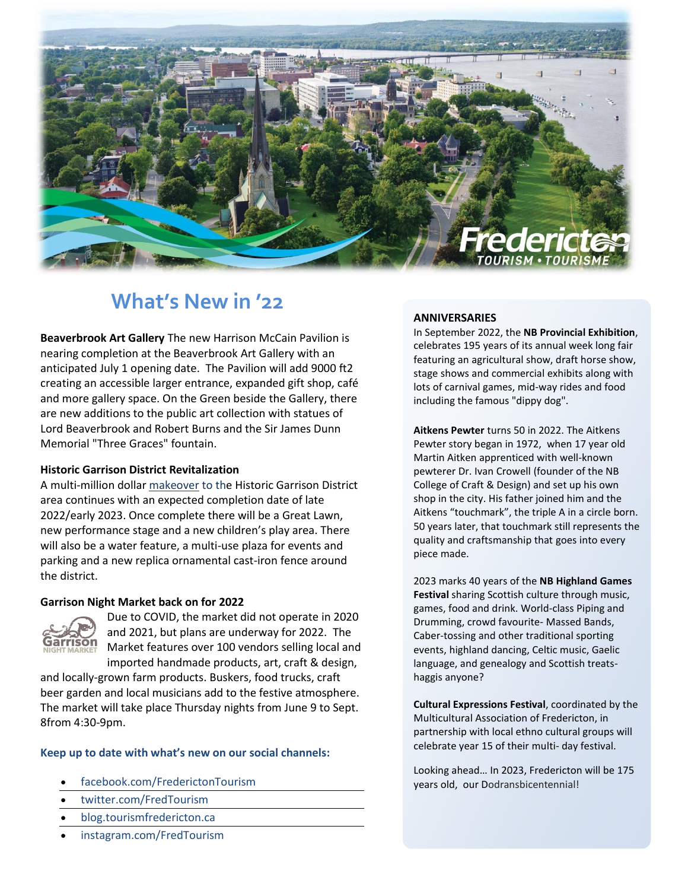# What's New in '22

**Beaverbrook Art Gallery** The new Harrison McCain Pavilion is nearing completion at the Beaverbrook Art Gallery with an anticipated July 1 opening date. The Pavilion will add 9000 ft2 creating an accessible larger entrance, expanded gift shop, café and more gallery space. On the Green beside the Gallery, there are new additions to the public art collection with statues of Lord Beaverbrook and Robert Burns and the Sir James Dunn Memorial "Three Graces" fountain.

**Historic Garrison District Revitalization**
A multi-million dollar makeover to the Historic Garrison District area continues with an expected completion date of late 2022/early 2023. Once complete there will be a Great Lawn, new performance stage and a new children's play area. There will also be a water feature, a multi-use plaza for events and parking and a new replica ornamental cast-iron fence around the district.

**Garrison Night Market back on for 2022**
Due to COVID, the market did not operate in 2020 and 2021, but plans are underway for 2022. The Market features over 100 vendors selling local and imported handmade products, art, craft & design, and locally-grown farm products. Buskers, food trucks, craft beer garden and local musicians add to the festive atmosphere. The market will take place Thursday nights from June 9 to Sept. 8from 4:30-9pm.

**Keep up to date with what's new on our social channels:**

- facebook.com/FrederictonTourism
- twitter.com/FredTourism
- blog.tourismfredericton.ca
- instagram.com/FredTourism

**ANNIVERSARIES**

In September 2022, the **NB Provincial Exhibition**, celebrates 195 years of its annual week long fair featuring an agricultural show, draft horse show, stage shows and commercial exhibits along with lots of carnival games, mid-way rides and food including the famous "dippy dog".

**Aitkens Pewter** turns 50 in 2022. The Aitkens Pewter story began in 1972, when 17 year old Martin Aitken apprenticed with well-known pewterer Dr. Ivan Crowell (founder of the NB College of Craft & Design) and set up his own shop in the city. His father joined him and the Aitkens "touchmark", the triple A in a circle born. 50 years later, that touchmark still represents the quality and craftsmanship that goes into every piece made.

2023 marks 40 years of the **NB Highland Games Festival** sharing Scottish culture through music, games, food and drink. World-class Piping and Drumming, crowd favourite- Massed Bands, Caber-tossing and other traditional sporting events, highland dancing, Celtic music, Gaelic language, and genealogy and Scottish treats- haggis anyone?

**Cultural Expressions Festival**, coordinated by the Multicultural Association of Fredericton, in partnership with local ethno cultural groups will celebrate year 15 of their multi- day festival.

Looking ahead… In 2023, Fredericton will be 175 years old, our Dodransbicentennial!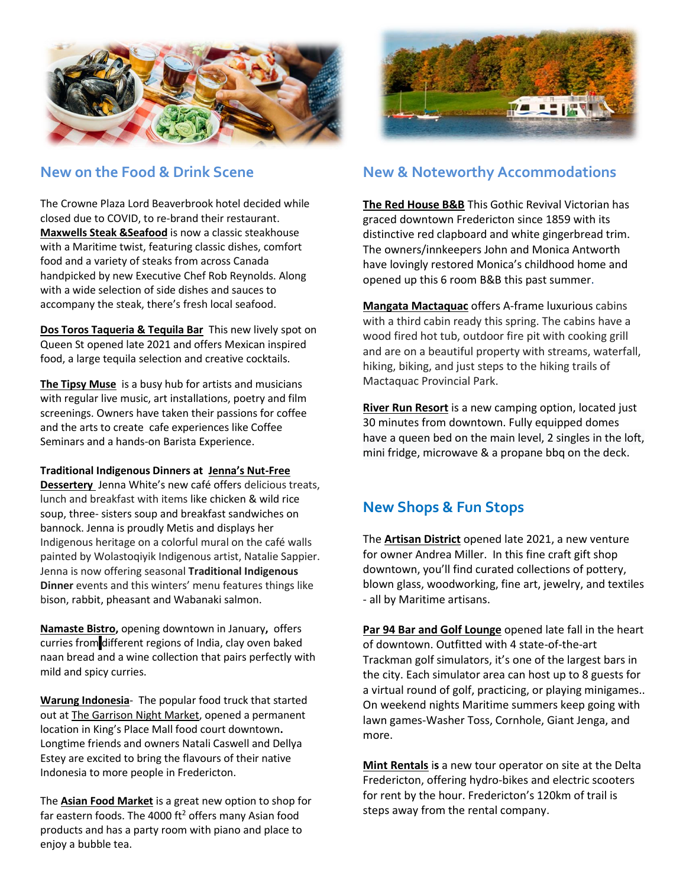## New on the Food & Drink Scene

The Crowne Plaza Lord Beaverbrook hotel decided while closed due to COVID, to re-brand their restaurant. **Maxwells Steak &Seafood** is now a classic steakhouse with a Maritime twist, featuring classic dishes, comfort food and a variety of steaks from across Canada handpicked by new Executive Chef Rob Reynolds. Along with a wide selection of side dishes and sauces to accompany the steak, there's fresh local seafood.

**Dos Toros Taqueria & Tequila Bar** This new lively spot on Queen St opened late 2021 and offers Mexican inspired food, a large tequila selection and creative cocktails.

**The Tipsy Muse** is a busy hub for artists and musicians with regular live music, art installations, poetry and film screenings. Owners have taken their passions for coffee and the arts to create cafe experiences like Coffee Seminars and a hands-on Barista Experience.

**Traditional Indigenous Dinners at Jenna's Nut-Free Dessertery** Jenna White's new café offers delicious treats, lunch and breakfast with items like chicken & wild rice soup, three- sisters soup and breakfast sandwiches on bannock. Jenna is proudly Metis and displays her Indigenous heritage on a colorful mural on the café walls painted by Wolastoqiyik Indigenous artist, Natalie Sappier. Jenna is now offering seasonal **Traditional Indigenous Dinner** events and this winters' menu features things like bison, rabbit, pheasant and Wabanaki salmon.

**Namaste Bistro,** opening downtown in January**,** offers curries from different regions of India, clay oven baked naan bread and a wine collection that pairs perfectly with mild and spicy curries.

**Warung Indonesia**- The popular food truck that started out at The Garrison Night Market, opened a permanent location in King's Place Mall food court downtown**.** Longtime friends and owners Natali Caswell and Dellya Estey are excited to bring the flavours of their native Indonesia to more people in Fredericton.

The **Asian Food Market** is a great new option to shop for far eastern foods. The 4000 ft$^2$ offers many Asian food products and has a party room with piano and place to enjoy a bubble tea.

## New & Noteworthy Accommodations

**The Red House B&B** This Gothic Revival Victorian has graced downtown Fredericton since 1859 with its distinctive red clapboard and white gingerbread trim. The owners/innkeepers John and Monica Antworth have lovingly restored Monica's childhood home and opened up this 6 room B&B this past summer.

**Mangata Mactaquac** offers A-frame luxurious cabins with a third cabin ready this spring. The cabins have a wood fired hot tub, outdoor fire pit with cooking grill and are on a beautiful property with streams, waterfall, hiking, biking, and just steps to the hiking trails of Mactaquac Provincial Park.

**River Run Resort** is a new camping option, located just 30 minutes from downtown. Fully equipped domes have a queen bed on the main level, 2 singles in the loft, mini fridge, microwave & a propane bbq on the deck.

## New Shops & Fun Stops

The **Artisan District** opened late 2021, a new venture for owner Andrea Miller. In this fine craft gift shop downtown, you'll find curated collections of pottery, blown glass, woodworking, fine art, jewelry, and textiles - all by Maritime artisans.

**Par 94 Bar and Golf Lounge** opened late fall in the heart of downtown. Outfitted with 4 state-of-the-art Trackman golf simulators, it's one of the largest bars in the city. Each simulator area can host up to 8 guests for a virtual round of golf, practicing, or playing minigames.. On weekend nights Maritime summers keep going with lawn games-Washer Toss, Cornhole, Giant Jenga, and more.

**Mint Rentals** is a new tour operator on site at the Delta Fredericton, offering hydro-bikes and electric scooters for rent by the hour. Fredericton's 120km of trail is steps away from the rental company.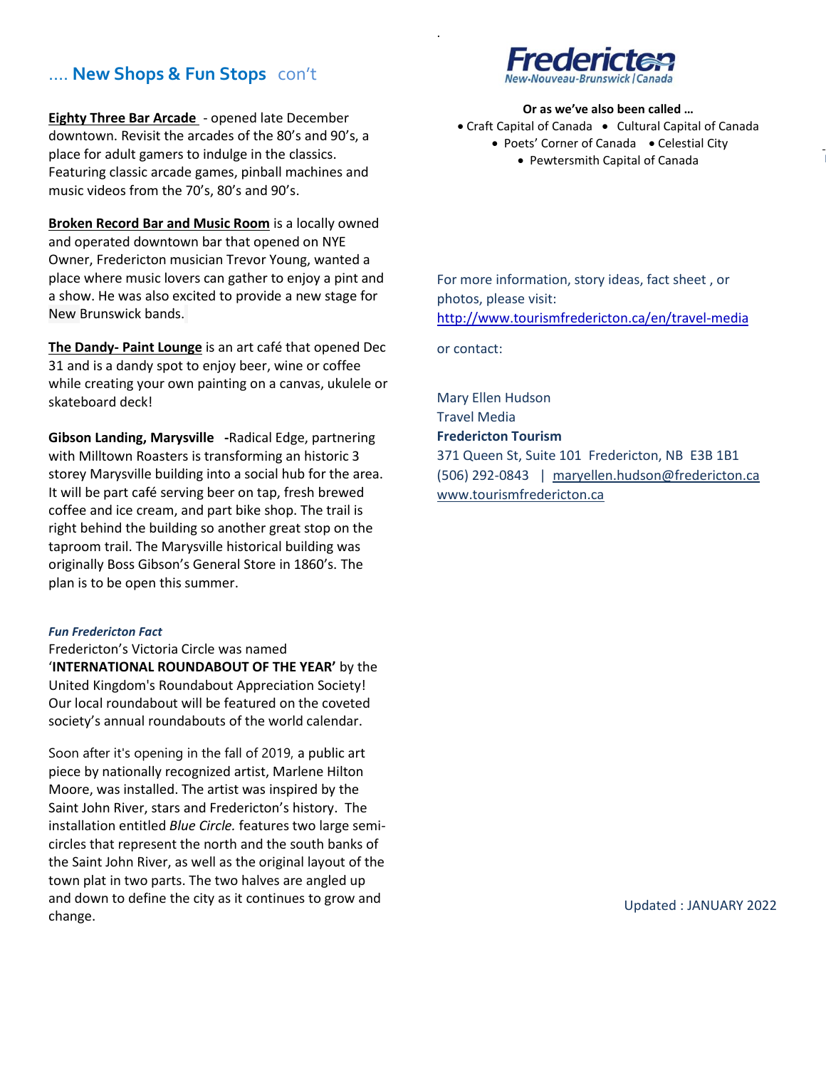## .... New Shops & Fun Stops con't

**Eighty Three Bar Arcade** - opened late December downtown. Revisit the arcades of the 80's and 90's, a place for adult gamers to indulge in the classics. Featuring classic arcade games, pinball machines and music videos from the 70's, 80's and 90's.

**Broken Record Bar and Music Room** is a locally owned and operated downtown bar that opened on NYE Owner, Fredericton musician Trevor Young, wanted a place where music lovers can gather to enjoy a pint and a show. He was also excited to provide a new stage for New Brunswick bands.

**The Dandy- Paint Lounge** is an art café that opened Dec 31 and is a dandy spot to enjoy beer, wine or coffee while creating your own painting on a canvas, ukulele or skateboard deck!

**Gibson Landing, Marysville -**Radical Edge, partnering with Milltown Roasters is transforming an historic 3 storey Marysville building into a social hub for the area. It will be part café serving beer on tap, fresh brewed coffee and ice cream, and part bike shop. The trail is right behind the building so another great stop on the taproom trail. The Marysville historical building was originally Boss Gibson's General Store in 1860's. The plan is to be open this summer.

***Fun Fredericton Fact***

Fredericton's Victoria Circle was named '**INTERNATIONAL ROUNDABOUT OF THE YEAR'** by the United Kingdom's Roundabout Appreciation Society! Our local roundabout will be featured on the coveted society's annual roundabouts of the world calendar.

Soon after it's opening in the fall of 2019, a public art piece by nationally recognized artist, Marlene Hilton Moore, was installed. The artist was inspired by the Saint John River, stars and Fredericton's history. The installation entitled *Blue Circle.* features two large semi-circles that represent the north and the south banks of the Saint John River, as well as the original layout of the town plat in two parts. The two halves are angled up and down to define the city as it continues to grow and change.

Fredericton
New-Nouveau-Brunswick | Canada

**Or as we've also been called …**

- Craft Capital of Canada
- Cultural Capital of Canada
- Poets' Corner of Canada
- Celestial City
- Pewtersmith Capital of Canada

For more information, story ideas, fact sheet , or photos, please visit:
http://www.tourismfredericton.ca/en/travel-media

or contact:

Mary Ellen Hudson
Travel Media
**Fredericton Tourism**
371 Queen St, Suite 101 Fredericton, NB E3B 1B1
(506) 292-0843 | maryellen.hudson@fredericton.ca
www.tourismfredericton.ca

Updated : JANUARY 2022